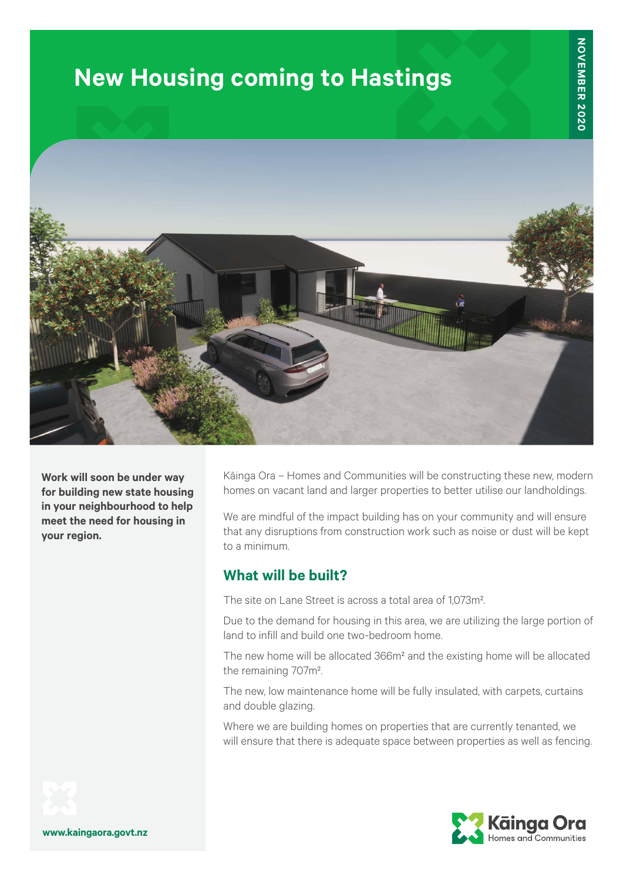# New Housing coming to Hastings

NOVEMBER 2020

**Work will soon be under way for building new state housing in your neighbourhood to help meet the need for housing in your region.**

Kāinga Ora – Homes and Communities will be constructing these new, modern homes on vacant land and larger properties to better utilise our landholdings.

We are mindful of the impact building has on your community and will ensure that any disruptions from construction work such as noise or dust will be kept to a minimum.

## What will be built?

The site on Lane Street is across a total area of 1,073m².

Due to the demand for housing in this area, we are utilizing the large portion of land to infill and build one two-bedroom home.

The new home will be allocated 366m² and the existing home will be allocated the remaining 707m².

The new, low maintenance home will be fully insulated, with carpets, curtains and double glazing.

Where we are building homes on properties that are currently tenanted, we will ensure that there is adequate space between properties as well as fencing.

www.kaingaora.govt.nz

Kāinga Ora
Homes and Communities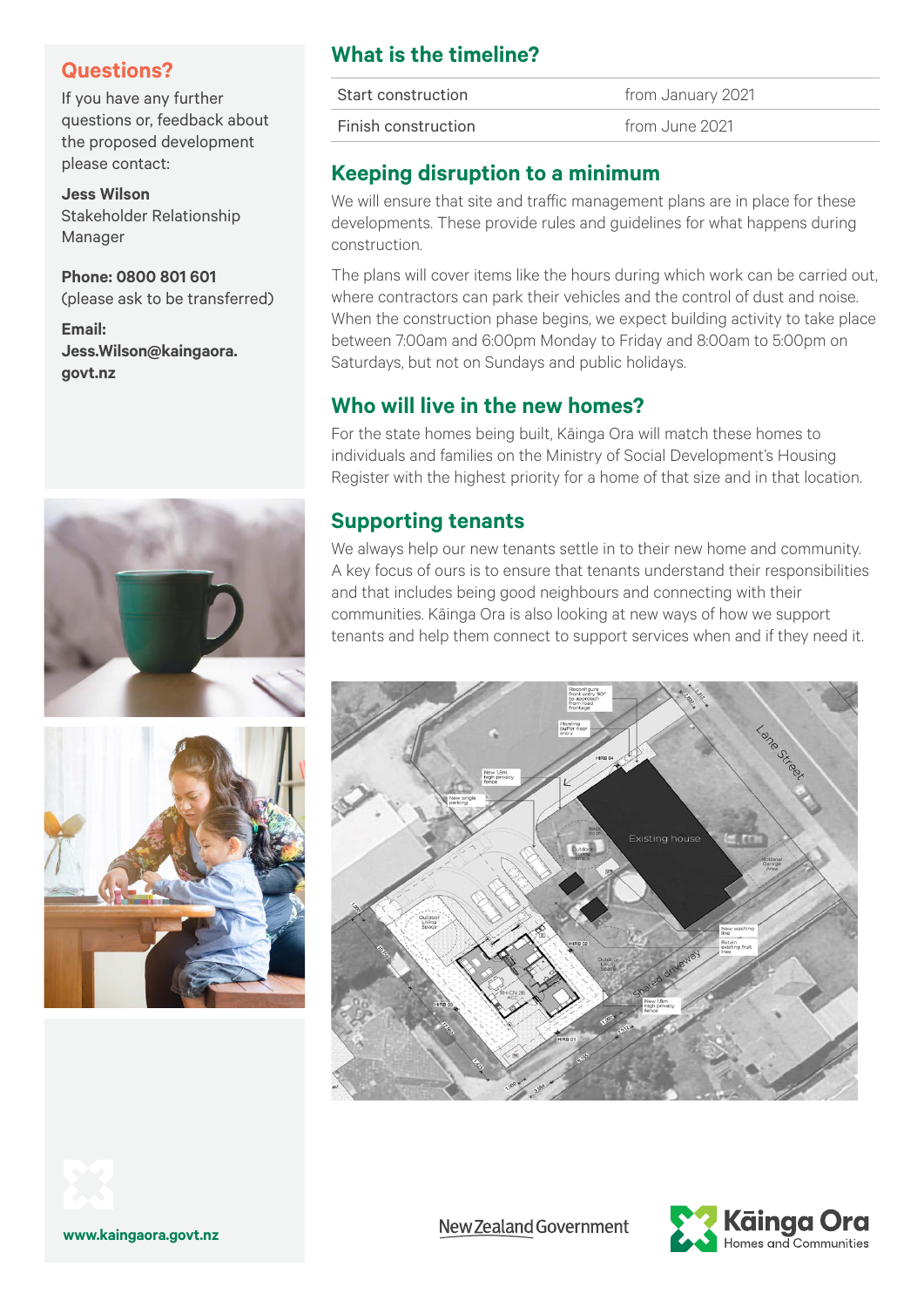## Questions?

If you have any further questions or, feedback about the proposed development please contact:

**Jess Wilson**
Stakeholder Relationship Manager

**Phone: 0800 801 601**
(please ask to be transferred)

**Email:**
**Jess.Wilson@kaingaora.govt.nz**

## What is the timeline?

| | |
|---|---|
| Start construction | from January 2021 |
| Finish construction | from June 2021 |

## Keeping disruption to a minimum

We will ensure that site and traffic management plans are in place for these developments. These provide rules and guidelines for what happens during construction.

The plans will cover items like the hours during which work can be carried out, where contractors can park their vehicles and the control of dust and noise. When the construction phase begins, we expect building activity to take place between 7:00am and 6:00pm Monday to Friday and 8:00am to 5:00pm on Saturdays, but not on Sundays and public holidays.

## Who will live in the new homes?

For the state homes being built, Kāinga Ora will match these homes to individuals and families on the Ministry of Social Development's Housing Register with the highest priority for a home of that size and in that location.

## Supporting tenants

We always help our new tenants settle in to their new home and community. A key focus of ours is to ensure that tenants understand their responsibilities and that includes being good neighbours and connecting with their communities. Kāinga Ora is also looking at new ways of how we support tenants and help them connect to support services when and if they need it.

Lane Street
Existing house
Shared driveway

**www.kaingaora.govt.nz**

New Zealand Government

Kāinga Ora Homes and Communities